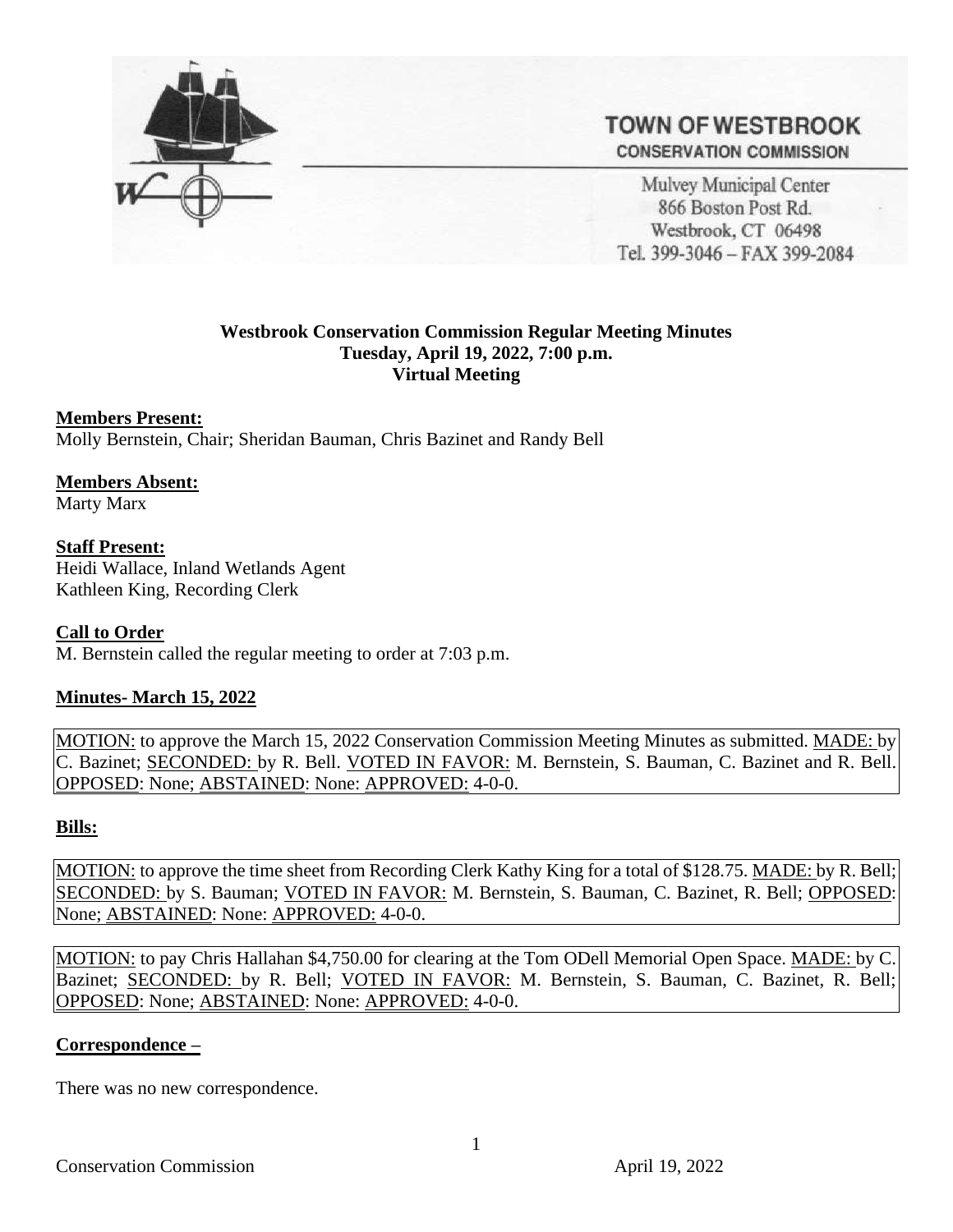**TOWN OF WESTBROOK**
**CONSERVATION COMMISSION**

Mulvey Municipal Center
866 Boston Post Rd.
Westbrook, CT 06498
Tel. 399-3046 – FAX 399-2084

**Westbrook Conservation Commission Regular Meeting Minutes**
**Tuesday, April 19, 2022, 7:00 p.m.**
**Virtual Meeting**

**Members Present:**
Molly Bernstein, Chair; Sheridan Bauman, Chris Bazinet and Randy Bell

**Members Absent:**
Marty Marx

**Staff Present:**
Heidi Wallace, Inland Wetlands Agent
Kathleen King, Recording Clerk

**Call to Order**
M. Bernstein called the regular meeting to order at 7:03 p.m.

**Minutes- March 15, 2022**

MOTION: to approve the March 15, 2022 Conservation Commission Meeting Minutes as submitted. MADE: by C. Bazinet; SECONDED: by R. Bell. VOTED IN FAVOR: M. Bernstein, S. Bauman, C. Bazinet and R. Bell. OPPOSED: None; ABSTAINED: None: APPROVED: 4-0-0.

**Bills:**

MOTION: to approve the time sheet from Recording Clerk Kathy King for a total of $128.75. MADE: by R. Bell; SECONDED: by S. Bauman; VOTED IN FAVOR: M. Bernstein, S. Bauman, C. Bazinet, R. Bell; OPPOSED: None; ABSTAINED: None: APPROVED: 4-0-0.

MOTION: to pay Chris Hallahan $4,750.00 for clearing at the Tom ODell Memorial Open Space. MADE: by C. Bazinet; SECONDED: by R. Bell; VOTED IN FAVOR: M. Bernstein, S. Bauman, C. Bazinet, R. Bell; OPPOSED: None; ABSTAINED: None: APPROVED: 4-0-0.

**Correspondence –**

There was no new correspondence.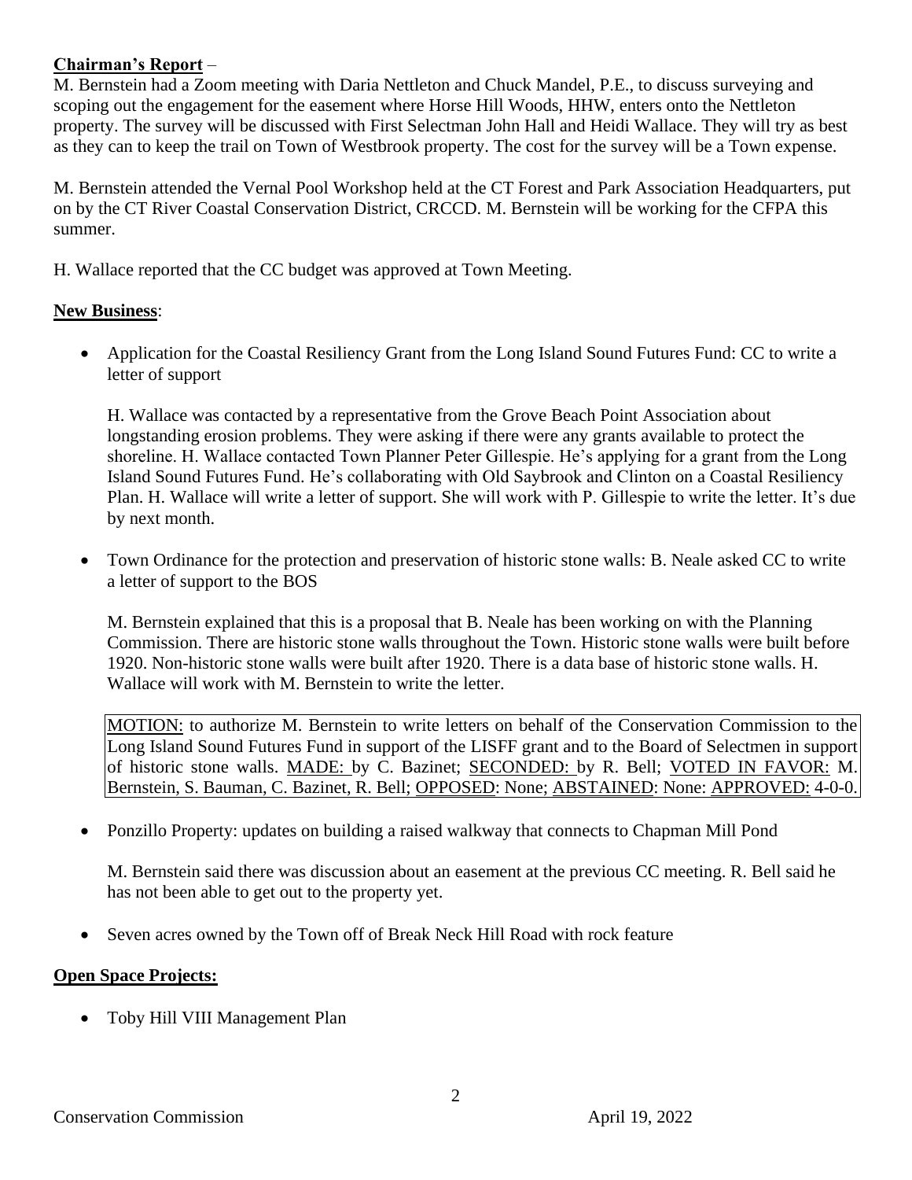**Chairman's Report** –
M. Bernstein had a Zoom meeting with Daria Nettleton and Chuck Mandel, P.E., to discuss surveying and scoping out the engagement for the easement where Horse Hill Woods, HHW, enters onto the Nettleton property. The survey will be discussed with First Selectman John Hall and Heidi Wallace. They will try as best as they can to keep the trail on Town of Westbrook property. The cost for the survey will be a Town expense.

M. Bernstein attended the Vernal Pool Workshop held at the CT Forest and Park Association Headquarters, put on by the CT River Coastal Conservation District, CRCCD. M. Bernstein will be working for the CFPA this summer.

H. Wallace reported that the CC budget was approved at Town Meeting.

**New Business**:

- Application for the Coastal Resiliency Grant from the Long Island Sound Futures Fund: CC to write a letter of support

  H. Wallace was contacted by a representative from the Grove Beach Point Association about longstanding erosion problems. They were asking if there were any grants available to protect the shoreline. H. Wallace contacted Town Planner Peter Gillespie. He's applying for a grant from the Long Island Sound Futures Fund. He's collaborating with Old Saybrook and Clinton on a Coastal Resiliency Plan. H. Wallace will write a letter of support. She will work with P. Gillespie to write the letter. It's due by next month.

- Town Ordinance for the protection and preservation of historic stone walls: B. Neale asked CC to write a letter of support to the BOS

  M. Bernstein explained that this is a proposal that B. Neale has been working on with the Planning Commission. There are historic stone walls throughout the Town. Historic stone walls were built before 1920. Non-historic stone walls were built after 1920. There is a data base of historic stone walls. H. Wallace will work with M. Bernstein to write the letter.

  MOTION: to authorize M. Bernstein to write letters on behalf of the Conservation Commission to the Long Island Sound Futures Fund in support of the LISFF grant and to the Board of Selectmen in support of historic stone walls. MADE: by C. Bazinet; SECONDED: by R. Bell; VOTED IN FAVOR: M. Bernstein, S. Bauman, C. Bazinet, R. Bell; OPPOSED: None; ABSTAINED: None: APPROVED: 4-0-0.

- Ponzillo Property: updates on building a raised walkway that connects to Chapman Mill Pond

  M. Bernstein said there was discussion about an easement at the previous CC meeting. R. Bell said he has not been able to get out to the property yet.

- Seven acres owned by the Town off of Break Neck Hill Road with rock feature

**Open Space Projects:**

- Toby Hill VIII Management Plan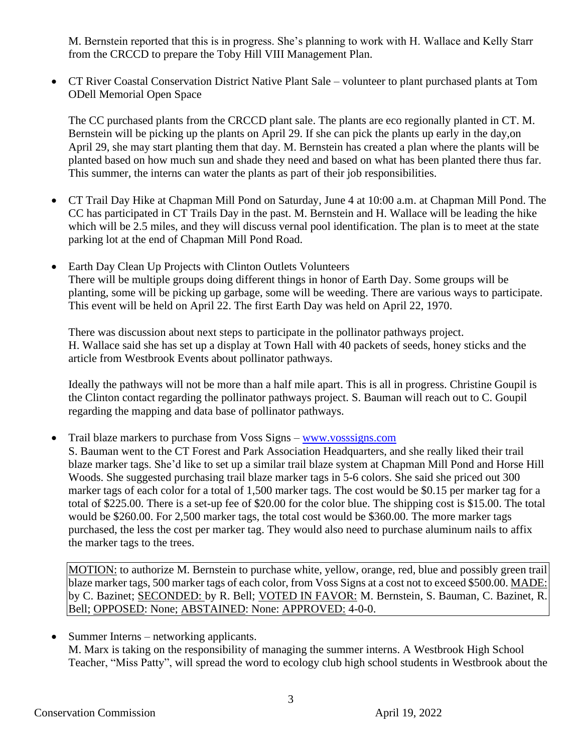M. Bernstein reported that this is in progress. She's planning to work with H. Wallace and Kelly Starr from the CRCCD to prepare the Toby Hill VIII Management Plan.

- CT River Coastal Conservation District Native Plant Sale – volunteer to plant purchased plants at Tom ODell Memorial Open Space

  The CC purchased plants from the CRCCD plant sale. The plants are eco regionally planted in CT. M. Bernstein will be picking up the plants on April 29. If she can pick the plants up early in the day,on April 29, she may start planting them that day. M. Bernstein has created a plan where the plants will be planted based on how much sun and shade they need and based on what has been planted there thus far. This summer, the interns can water the plants as part of their job responsibilities.

- CT Trail Day Hike at Chapman Mill Pond on Saturday, June 4 at 10:00 a.m. at Chapman Mill Pond. The CC has participated in CT Trails Day in the past. M. Bernstein and H. Wallace will be leading the hike which will be 2.5 miles, and they will discuss vernal pool identification. The plan is to meet at the state parking lot at the end of Chapman Mill Pond Road.

- Earth Day Clean Up Projects with Clinton Outlets Volunteers
  There will be multiple groups doing different things in honor of Earth Day. Some groups will be planting, some will be picking up garbage, some will be weeding. There are various ways to participate. This event will be held on April 22. The first Earth Day was held on April 22, 1970.

  There was discussion about next steps to participate in the pollinator pathways project.
  H. Wallace said she has set up a display at Town Hall with 40 packets of seeds, honey sticks and the article from Westbrook Events about pollinator pathways.

  Ideally the pathways will not be more than a half mile apart. This is all in progress. Christine Goupil is the Clinton contact regarding the pollinator pathways project. S. Bauman will reach out to C. Goupil regarding the mapping and data base of pollinator pathways.

- Trail blaze markers to purchase from Voss Signs – www.vosssigns.com
  S. Bauman went to the CT Forest and Park Association Headquarters, and she really liked their trail blaze marker tags. She'd like to set up a similar trail blaze system at Chapman Mill Pond and Horse Hill Woods. She suggested purchasing trail blaze marker tags in 5-6 colors. She said she priced out 300 marker tags of each color for a total of 1,500 marker tags. The cost would be $0.15 per marker tag for a total of $225.00. There is a set-up fee of $20.00 for the color blue. The shipping cost is $15.00. The total would be $260.00. For 2,500 marker tags, the total cost would be $360.00. The more marker tags purchased, the less the cost per marker tag. They would also need to purchase aluminum nails to affix the marker tags to the trees.

  MOTION: to authorize M. Bernstein to purchase white, yellow, orange, red, blue and possibly green trail blaze marker tags, 500 marker tags of each color, from Voss Signs at a cost not to exceed $500.00. MADE: by C. Bazinet; SECONDED: by R. Bell; VOTED IN FAVOR: M. Bernstein, S. Bauman, C. Bazinet, R. Bell; OPPOSED: None; ABSTAINED: None: APPROVED: 4-0-0.

- Summer Interns – networking applicants.
  M. Marx is taking on the responsibility of managing the summer interns. A Westbrook High School Teacher, "Miss Patty", will spread the word to ecology club high school students in Westbrook about the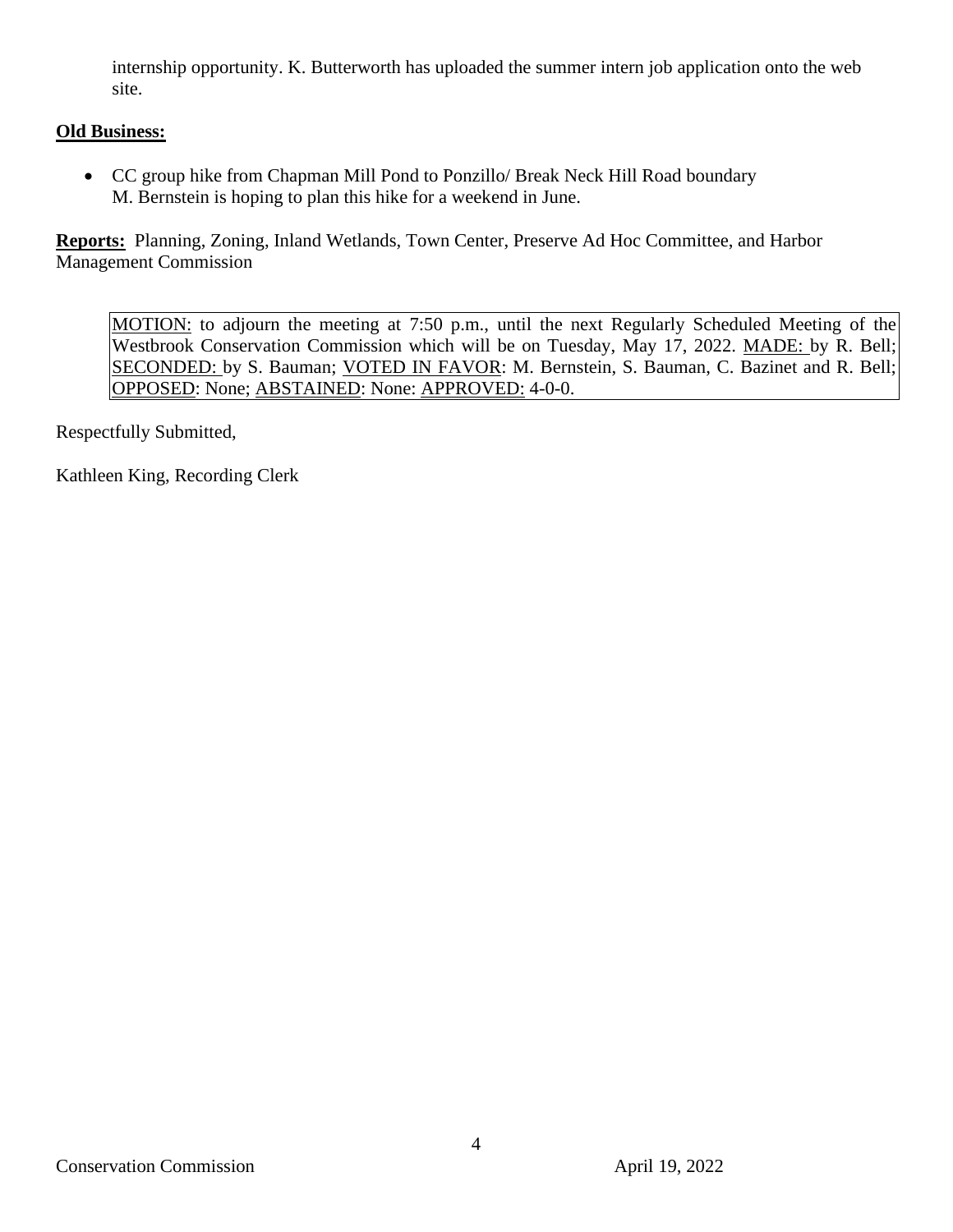internship opportunity. K. Butterworth has uploaded the summer intern job application onto the web site.

**Old Business:**

- CC group hike from Chapman Mill Pond to Ponzillo/ Break Neck Hill Road boundary
  M. Bernstein is hoping to plan this hike for a weekend in June.

**Reports:** Planning, Zoning, Inland Wetlands, Town Center, Preserve Ad Hoc Committee, and Harbor Management Commission

MOTION: to adjourn the meeting at 7:50 p.m., until the next Regularly Scheduled Meeting of the Westbrook Conservation Commission which will be on Tuesday, May 17, 2022. MADE: by R. Bell; SECONDED: by S. Bauman; VOTED IN FAVOR: M. Bernstein, S. Bauman, C. Bazinet and R. Bell; OPPOSED: None; ABSTAINED: None: APPROVED: 4-0-0.

Respectfully Submitted,

Kathleen King, Recording Clerk